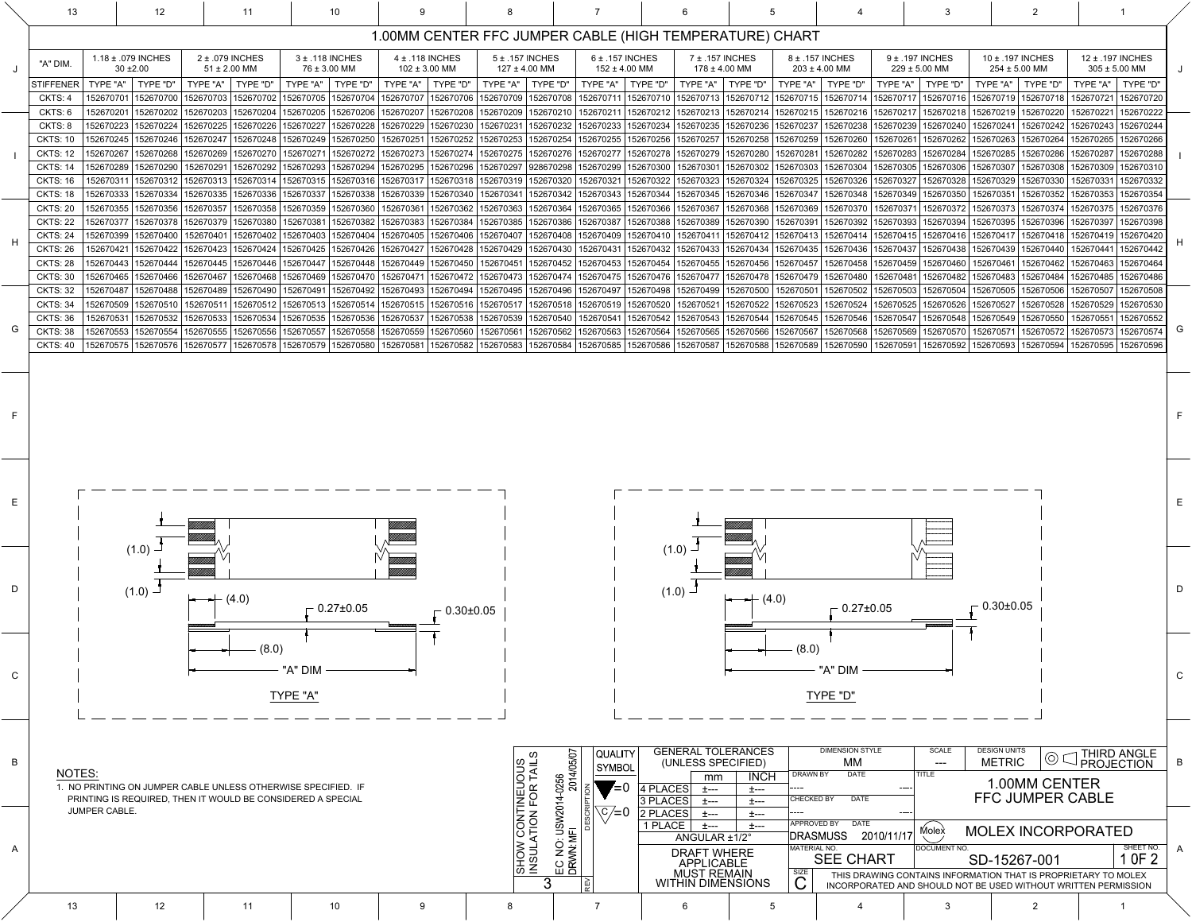# 1.00MM CENTER FFC JUMPER CABLE (HIGH TEMPERATURE) CHART

| "A" DIM. | 1.18 ± .079 INCHES 30 ±2.00 | | 2 ± .079 INCHES 51 ± 2.00 MM | | 3 ± .118 INCHES 76 ± 3.00 MM | | 4 ± .118 INCHES 102 ± 3.00 MM | | 5 ± .157 INCHES 127 ± 4.00 MM | | 6 ± .157 INCHES 152 ± 4.00 MM | | 7 ± .157 INCHES 178 ± 4.00 MM | | 8 ± .157 INCHES 203 ± 4.00 MM | | 9 ± .197 INCHES 229 ± 5.00 MM | | 10 ± .197 INCHES 254 ± 5.00 MM | | 12 ± .197 INCHES 305 ± 5.00 MM | |
|---|---|---|---|---|---|---|---|---|---|---|---|---|---|---|---|---|---|---|---|---|---|---|
| STIFFENER | TYPE "A" | TYPE "D" | TYPE "A" | TYPE "D" | TYPE "A" | TYPE "D" | TYPE "A" | TYPE "D" | TYPE "A" | TYPE "D" | TYPE "A" | TYPE "D" | TYPE "A" | TYPE "D" | TYPE "A" | TYPE "D" | TYPE "A" | TYPE "D" | TYPE "A" | TYPE "D" | TYPE "A" | TYPE "D" |
| CKTS: 4 | 152670701 | 152670700 | 152670703 | 152670702 | 152670705 | 152670704 | 152670707 | 152670706 | 152670709 | 152670708 | 152670711 | 152670710 | 152670713 | 152670712 | 152670715 | 152670714 | 152670717 | 152670716 | 152670719 | 152670718 | 152670721 | 152670720 |
| CKTS: 6 | 152670201 | 152670202 | 152670203 | 152670204 | 152670205 | 152670206 | 152670207 | 152670208 | 152670209 | 152670210 | 152670211 | 152670212 | 152670213 | 152670214 | 152670215 | 152670216 | 152670217 | 152670218 | 152670219 | 152670220 | 152670221 | 152670222 |
| CKTS: 8 | 152670223 | 152670224 | 152670225 | 152670226 | 152670227 | 152670228 | 152670229 | 152670230 | 152670231 | 152670232 | 152670233 | 152670234 | 152670235 | 152670236 | 152670237 | 152670238 | 152670239 | 152670240 | 152670241 | 152670242 | 152670243 | 152670244 |
| CKTS: 10 | 152670245 | 152670246 | 152670247 | 152670248 | 152670249 | 152670250 | 152670251 | 152670252 | 152670253 | 152670254 | 152670255 | 152670256 | 152670257 | 152670258 | 152670259 | 152670260 | 152670261 | 152670262 | 152670263 | 152670264 | 152670265 | 152670266 |
| CKTS: 12 | 152670267 | 152670268 | 152670269 | 152670270 | 152670271 | 152670272 | 152670273 | 152670274 | 152670275 | 152670276 | 152670277 | 152670278 | 152670279 | 152670280 | 152670281 | 152670282 | 152670283 | 152670284 | 152670285 | 152670286 | 152670287 | 152670288 |
| CKTS: 14 | 152670289 | 152670290 | 152670291 | 152670292 | 152670293 | 152670294 | 152670295 | 152670296 | 152670297 | 928670298 | 152670299 | 152670300 | 152670301 | 152670302 | 152670303 | 152670304 | 152670305 | 152670306 | 152670307 | 152670308 | 152670309 | 152670310 |
| CKTS: 16 | 152670311 | 152670312 | 152670313 | 152670314 | 152670315 | 152670316 | 152670317 | 152670318 | 152670319 | 152670320 | 152670321 | 152670322 | 152670323 | 152670324 | 152670325 | 152670326 | 152670327 | 152670328 | 152670329 | 152670330 | 152670331 | 152670332 |
| CKTS: 18 | 152670333 | 152670334 | 152670335 | 152670336 | 152670337 | 152670338 | 152670339 | 152670340 | 152670341 | 152670342 | 152670343 | 152670344 | 152670345 | 152670346 | 152670347 | 152670348 | 152670349 | 152670350 | 152670351 | 152670352 | 152670353 | 152670354 |
| CKTS: 20 | 152670355 | 152670356 | 152670357 | 152670358 | 152670359 | 152670360 | 152670361 | 152670362 | 152670363 | 152670364 | 152670365 | 152670366 | 152670367 | 152670368 | 152670369 | 152670370 | 152670371 | 152670372 | 152670373 | 152670374 | 152670375 | 152670376 |
| CKTS: 22 | 152670377 | 152670378 | 152670379 | 152670380 | 152670381 | 152670382 | 152670383 | 152670384 | 152670385 | 152670386 | 152670387 | 152670388 | 152670389 | 152670390 | 152670391 | 152670392 | 152670393 | 152670394 | 152670395 | 152670396 | 152670397 | 152670398 |
| CKTS: 24 | 152670399 | 152670400 | 152670401 | 152670402 | 152670403 | 152670404 | 152670405 | 152670406 | 152670407 | 152670408 | 152670409 | 152670410 | 152670411 | 152670412 | 152670413 | 152670414 | 152670415 | 152670416 | 152670417 | 152670418 | 152670419 | 152670420 |
| CKTS: 26 | 152670421 | 152670422 | 152670423 | 152670424 | 152670425 | 152670426 | 152670427 | 152670428 | 152670429 | 152670430 | 152670431 | 152670432 | 152670433 | 152670434 | 152670435 | 152670436 | 152670437 | 152670438 | 152670439 | 152670440 | 152670441 | 152670442 |
| CKTS: 28 | 152670443 | 152670444 | 152670445 | 152670446 | 152670447 | 152670448 | 152670449 | 152670450 | 152670451 | 152670452 | 152670453 | 152670454 | 152670455 | 152670456 | 152670457 | 152670458 | 152670459 | 152670460 | 152670461 | 152670462 | 152670463 | 152670464 |
| CKTS: 30 | 152670465 | 152670466 | 152670467 | 152670468 | 152670469 | 152670470 | 152670471 | 152670472 | 152670473 | 152670474 | 152670475 | 152670476 | 152670477 | 152670478 | 152670479 | 152670480 | 152670481 | 152670482 | 152670483 | 152670484 | 152670485 | 152670486 |
| CKTS: 32 | 152670487 | 152670488 | 152670489 | 152670490 | 152670491 | 152670492 | 152670493 | 152670494 | 152670495 | 152670496 | 152670497 | 152670498 | 152670499 | 152670500 | 152670501 | 152670502 | 152670503 | 152670504 | 152670505 | 152670506 | 152670507 | 152670508 |
| CKTS: 34 | 152670509 | 152670510 | 152670511 | 152670512 | 152670513 | 152670514 | 152670515 | 152670516 | 152670517 | 152670518 | 152670519 | 152670520 | 152670521 | 152670522 | 152670523 | 152670524 | 152670525 | 152670526 | 152670527 | 152670528 | 152670529 | 152670530 |
| CKTS: 36 | 152670531 | 152670532 | 152670533 | 152670534 | 152670535 | 152670536 | 152670537 | 152670538 | 152670539 | 152670540 | 152670541 | 152670542 | 152670543 | 152670544 | 152670545 | 152670546 | 152670547 | 152670548 | 152670549 | 152670550 | 152670551 | 152670552 |
| CKTS: 38 | 152670553 | 152670554 | 152670555 | 152670556 | 152670557 | 152670558 | 152670559 | 152670560 | 152670561 | 152670562 | 152670563 | 152670564 | 152670565 | 152670566 | 152670567 | 152670568 | 152670569 | 152670570 | 152670571 | 152670572 | 152670573 | 152670574 |
| CKTS: 40 | 152670575 | 152670576 | 152670577 | 152670578 | 152670579 | 152670580 | 152670581 | 152670582 | 152670583 | 152670584 | 152670585 | 152670586 | 152670587 | 152670588 | 152670589 | 152670590 | 152670591 | 152670592 | 152670593 | 152670594 | 152670595 | 152670596 |

(1.0) (1.0) (4.0) 0.27±0.05 0.30±0.05 (8.0) "A" DIM

TYPE "A"

(1.0) (1.0) (4.0) 0.27±0.05 0.30±0.05 (8.0) "A" DIM

TYPE "D"

NOTES:

1. NO PRINTING ON JUMPER CABLE UNLESS OTHERWISE SPECIFIED. IF PRINTING IS REQUIRED, THEN IT WOULD BE CONSIDERED A SPECIAL JUMPER CABLE.

SHOW CONTINUOUS INSULATION FOR TAILS

EC NO: USW2014-0256 2014/05/07
DRWN: MFI

REV: 3

QUALITY SYMBOL

| GENERAL TOLERANCES (UNLESS SPECIFIED) | mm | INCH |
|---|---|---|
| 4 PLACES | ±--- | ±--- |
| 3 PLACES | ±--- | ±--- |
| 2 PLACES | ±--- | ±--- |
| 1 PLACE | ±--- | ±--- |
| ANGULAR ±1/2° | | |

DRAFT WHERE APPLICABLE MUST REMAIN WITHIN DIMENSIONS

DIMENSION STYLE: MM
SCALE: ---
DESIGN UNITS: METRIC
THIRD ANGLE PROJECTION

DRAWN BY: ---- DATE: ----
CHECKED BY: ---- DATE: ----
APPROVED BY: DRASMUSS DATE: 2010/11/17

TITLE: 1.00MM CENTER FFC JUMPER CABLE

MOLEX INCORPORATED

MATERIAL NO.: SEE CHART
DOCUMENT NO.: SD-15267-001
SHEET NO.: 1 OF 2
SIZE: C

THIS DRAWING CONTAINS INFORMATION THAT IS PROPRIETARY TO MOLEX INCORPORATED AND SHOULD NOT BE USED WITHOUT WRITTEN PERMISSION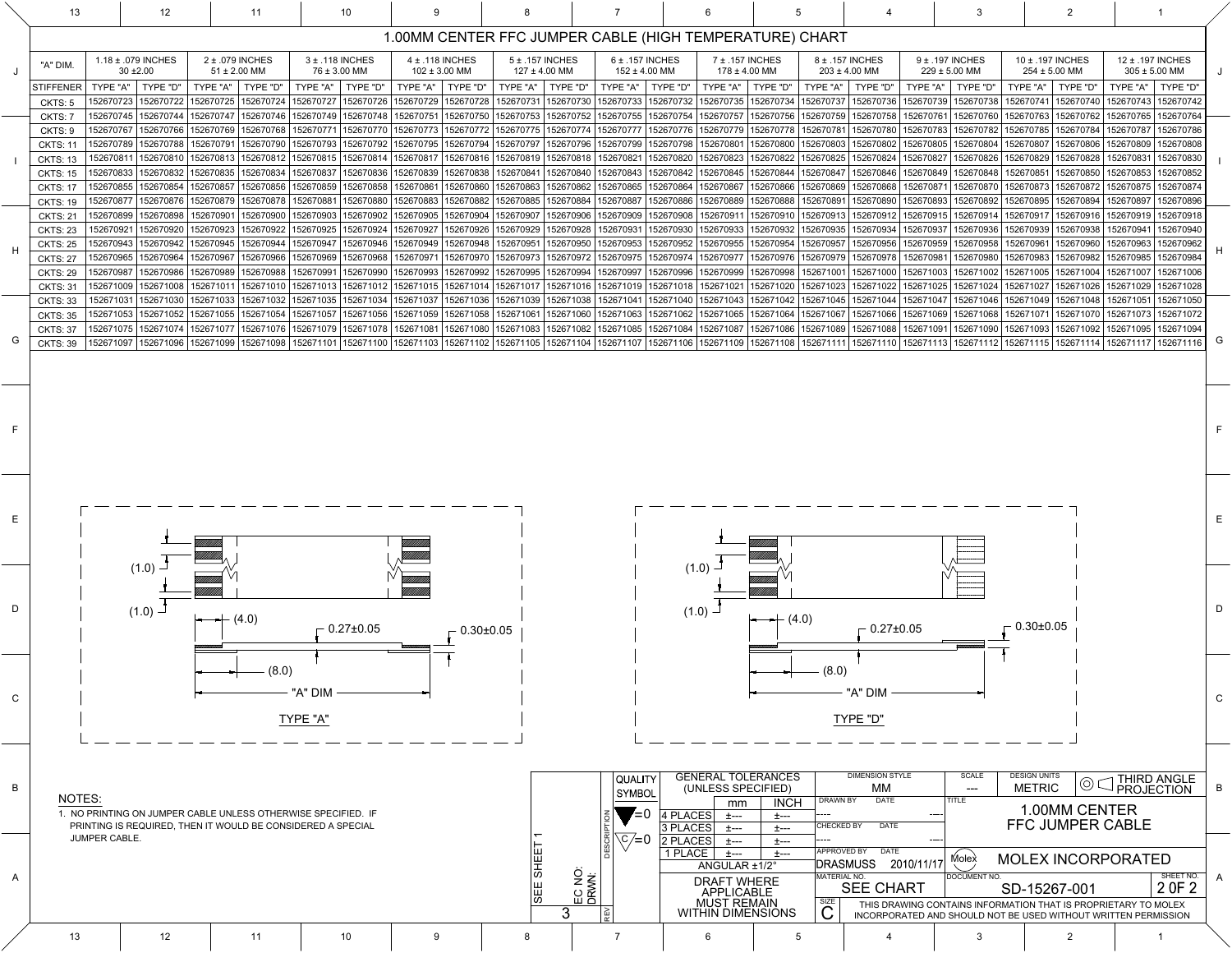# 1.00MM CENTER FFC JUMPER CABLE (HIGH TEMPERATURE) CHART

| "A" DIM. | 1.18 ± .079 INCHES 30 ±2.00 | | 2 ± .079 INCHES 51 ± 2.00 MM | | 3 ± .118 INCHES 76 ± 3.00 MM | | 4 ± .118 INCHES 102 ± 3.00 MM | | 5 ± .157 INCHES 127 ± 4.00 MM | | 6 ± .157 INCHES 152 ± 4.00 MM | | 7 ± .157 INCHES 178 ± 4.00 MM | | 8 ± .157 INCHES 203 ± 4.00 MM | | 9 ± .197 INCHES 229 ± 5.00 MM | | 10 ± .197 INCHES 254 ± 5.00 MM | | 12 ± .197 INCHES 305 ± 5.00 MM | |
|---|---|---|---|---|---|---|---|---|---|---|---|---|---|---|---|---|---|---|---|---|---|---|
| STIFFENER | TYPE "A" | TYPE "D" | TYPE "A" | TYPE "D" | TYPE "A" | TYPE "D" | TYPE "A" | TYPE "D" | TYPE "A" | TYPE "D" | TYPE "A" | TYPE "D" | TYPE "A" | TYPE "D" | TYPE "A" | TYPE "D" | TYPE "A" | TYPE "D" | TYPE "A" | TYPE "D" | TYPE "A" | TYPE "D" |
| CKTS: 5 | 152670723 | 152670722 | 152670725 | 152670724 | 152670727 | 152670726 | 152670729 | 152670728 | 152670731 | 152670730 | 152670733 | 152670732 | 152670735 | 152670734 | 152670737 | 152670736 | 152670739 | 152670738 | 152670741 | 152670740 | 152670743 | 152670742 |
| CKTS: 7 | 152670745 | 152670744 | 152670747 | 152670746 | 152670749 | 152670748 | 152670751 | 152670750 | 152670753 | 152670752 | 152670755 | 152670754 | 152670757 | 152670756 | 152670759 | 152670758 | 152670761 | 152670760 | 152670763 | 152670762 | 152670765 | 152670764 |
| CKTS: 9 | 152670767 | 152670766 | 152670769 | 152670768 | 152670771 | 152670770 | 152670773 | 152670772 | 152670775 | 152670774 | 152670777 | 152670776 | 152670779 | 152670778 | 152670781 | 152670780 | 152670783 | 152670782 | 152670785 | 152670784 | 152670787 | 152670786 |
| CKTS: 11 | 152670789 | 152670788 | 152670791 | 152670790 | 152670793 | 152670792 | 152670795 | 152670794 | 152670797 | 152670796 | 152670799 | 152670798 | 152670801 | 152670800 | 152670803 | 152670802 | 152670805 | 152670804 | 152670807 | 152670806 | 152670809 | 152670808 |
| CKTS: 13 | 152670811 | 152670810 | 152670813 | 152670812 | 152670815 | 152670814 | 152670817 | 152670816 | 152670819 | 152670818 | 152670821 | 152670820 | 152670823 | 152670822 | 152670825 | 152670824 | 152670827 | 152670826 | 152670829 | 152670828 | 152670831 | 152670830 |
| CKTS: 15 | 152670833 | 152670832 | 152670835 | 152670834 | 152670837 | 152670836 | 152670839 | 152670838 | 152670841 | 152670840 | 152670843 | 152670842 | 152670845 | 152670844 | 152670847 | 152670846 | 152670849 | 152670848 | 152670851 | 152670850 | 152670853 | 152670852 |
| CKTS: 17 | 152670855 | 152670854 | 152670857 | 152670856 | 152670859 | 152670858 | 152670861 | 152670860 | 152670863 | 152670862 | 152670865 | 152670864 | 152670867 | 152670866 | 152670869 | 152670868 | 152670871 | 152670870 | 152670873 | 152670872 | 152670875 | 152670874 |
| CKTS: 19 | 152670877 | 152670876 | 152670879 | 152670878 | 152670881 | 152670880 | 152670883 | 152670882 | 152670885 | 152670884 | 152670887 | 152670886 | 152670889 | 152670888 | 152670891 | 152670890 | 152670893 | 152670892 | 152670895 | 152670894 | 152670897 | 152670896 |
| CKTS: 21 | 152670899 | 152670898 | 152670901 | 152670900 | 152670903 | 152670902 | 152670905 | 152670904 | 152670907 | 152670906 | 152670909 | 152670908 | 152670911 | 152670910 | 152670913 | 152670912 | 152670915 | 152670914 | 152670917 | 152670916 | 152670919 | 152670918 |
| CKTS: 23 | 152670921 | 152670920 | 152670923 | 152670922 | 152670925 | 152670924 | 152670927 | 152670926 | 152670929 | 152670928 | 152670931 | 152670930 | 152670933 | 152670932 | 152670935 | 152670934 | 152670937 | 152670936 | 152670939 | 152670938 | 152670941 | 152670940 |
| CKTS: 25 | 152670943 | 152670942 | 152670945 | 152670944 | 152670947 | 152670946 | 152670949 | 152670948 | 152670951 | 152670950 | 152670953 | 152670952 | 152670955 | 152670954 | 152670957 | 152670956 | 152670959 | 152670958 | 152670961 | 152670960 | 152670963 | 152670962 |
| CKTS: 27 | 152670965 | 152670964 | 152670967 | 152670966 | 152670969 | 152670968 | 152670971 | 152670970 | 152670973 | 152670972 | 152670975 | 152670974 | 152670977 | 152670976 | 152670979 | 152670978 | 152670981 | 152670980 | 152670983 | 152670982 | 152670985 | 152670984 |
| CKTS: 29 | 152670987 | 152670986 | 152670989 | 152670988 | 152670991 | 152670990 | 152670993 | 152670992 | 152670995 | 152670994 | 152670997 | 152670996 | 152670999 | 152670998 | 152671001 | 152671000 | 152671003 | 152671002 | 152671005 | 152671004 | 152671007 | 152671006 |
| CKTS: 31 | 152671009 | 152671008 | 152671011 | 152671010 | 152671013 | 152671012 | 152671015 | 152671014 | 152671017 | 152671016 | 152671019 | 152671018 | 152671021 | 152671020 | 152671023 | 152671022 | 152671025 | 152671024 | 152671027 | 152671026 | 152671029 | 152671028 |
| CKTS: 33 | 152671031 | 152671030 | 152671033 | 152671032 | 152671035 | 152671034 | 152671037 | 152671036 | 152671039 | 152671038 | 152671041 | 152671040 | 152671043 | 152671042 | 152671045 | 152671044 | 152671047 | 152671046 | 152671049 | 152671048 | 152671051 | 152671050 |
| CKTS: 35 | 152671053 | 152671052 | 152671055 | 152671054 | 152671057 | 152671056 | 152671059 | 152671058 | 152671061 | 152671060 | 152671063 | 152671062 | 152671065 | 152671064 | 152671067 | 152671066 | 152671069 | 152671068 | 152671071 | 152671070 | 152671073 | 152671072 |
| CKTS: 37 | 152671075 | 152671074 | 152671077 | 152671076 | 152671079 | 152671078 | 152671081 | 152671080 | 152671083 | 152671082 | 152671085 | 152671084 | 152671087 | 152671086 | 152671089 | 152671088 | 152671091 | 152671090 | 152671093 | 152671092 | 152671095 | 152671094 |
| CKTS: 39 | 152671097 | 152671096 | 152671099 | 152671098 | 152671101 | 152671100 | 152671103 | 152671102 | 152671105 | 152671104 | 152671107 | 152671106 | 152671109 | 152671108 | 152671111 | 152671110 | 152671113 | 152671112 | 152671115 | 152671114 | 152671117 | 152671116 |

(1.0)
(1.0)
(4.0)
0.27±0.05
0.30±0.05
(8.0)
"A" DIM
TYPE "A"

(1.0)
(1.0)
(4.0)
0.27±0.05
0.30±0.05
(8.0)
"A" DIM
TYPE "D"

NOTES:

1. NO PRINTING ON JUMPER CABLE UNLESS OTHERWISE SPECIFIED. IF PRINTING IS REQUIRED, THEN IT WOULD BE CONSIDERED A SPECIAL JUMPER CABLE.

SEE SHEET 1
EC NO:
DRWN:
3
REV
DESCRIPTION

QUALITY SYMBOL: =0, (C)=0

GENERAL TOLERANCES (UNLESS SPECIFIED)

| | mm | INCH |
|---|---|---|
| 4 PLACES | ±--- | ±--- |
| 3 PLACES | ±--- | ±--- |
| 2 PLACES | ±--- | ±--- |
| 1 PLACE | ±--- | ±--- |

ANGULAR ±1/2°

DRAFT WHERE APPLICABLE MUST REMAIN WITHIN DIMENSIONS

DIMENSION STYLE: MM
SCALE: ---
DESIGN UNITS: METRIC
THIRD ANGLE PROJECTION
DRAWN BY: ---- DATE: ----
CHECKED BY: ---- DATE: ----
APPROVED BY: DRASMUSS DATE: 2010/11/17
TITLE: 1.00MM CENTER FFC JUMPER CABLE
MOLEX INCORPORATED
MATERIAL NO.: SEE CHART
DOCUMENT NO.: SD-15267-001
SHEET NO.: 2 OF 2
SIZE: C

THIS DRAWING CONTAINS INFORMATION THAT IS PROPRIETARY TO MOLEX INCORPORATED AND SHOULD NOT BE USED WITHOUT WRITTEN PERMISSION